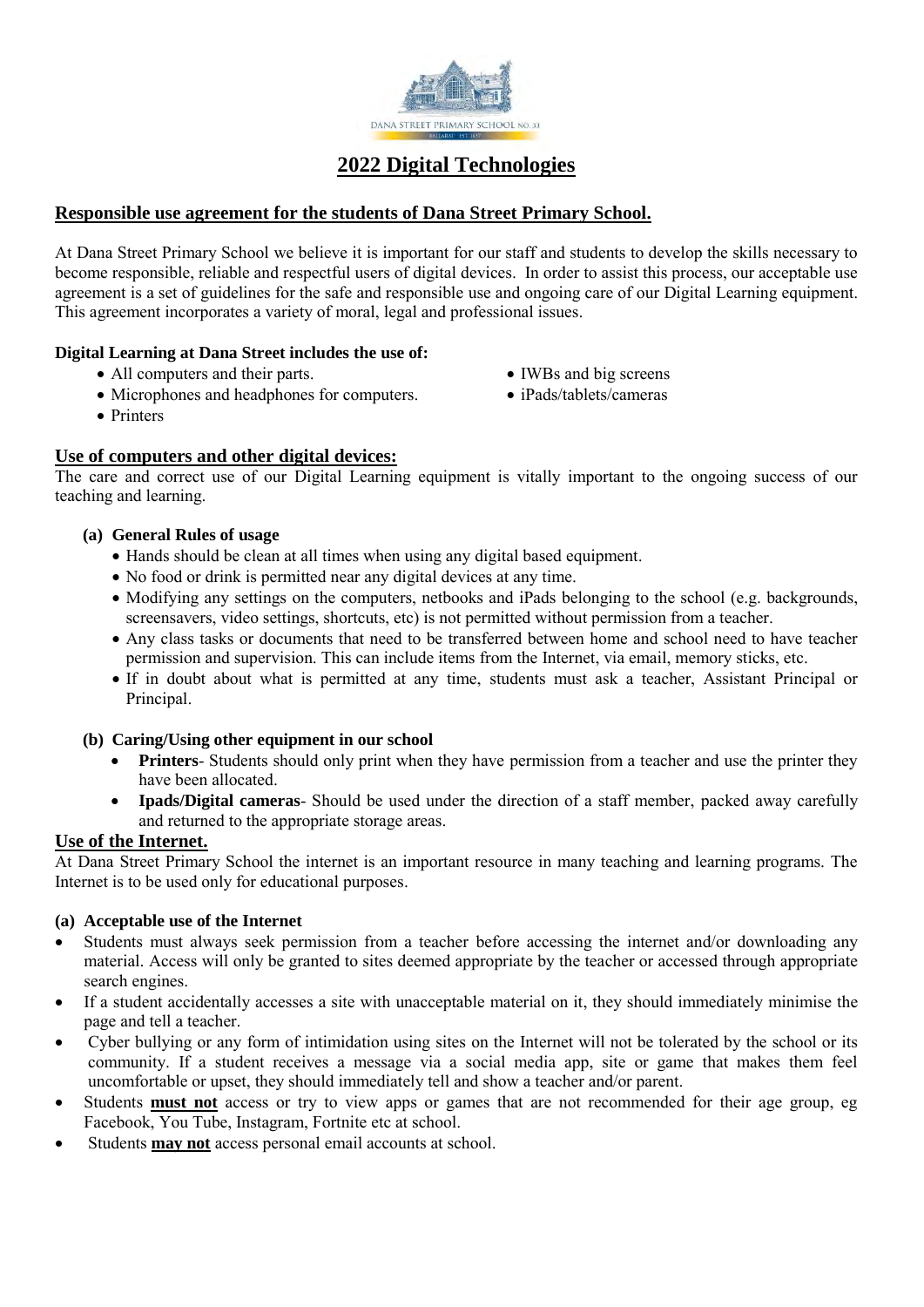# 2022 Digital Technologies

## Responsible use agreement for the students of Dana Street Primary School.

At Dana Street Primary School we believe it is important for our staff and students to develop the skills necessary to become responsible, reliable and respectful users of digital devices. In order to assist this process, our acceptable use agreement is a set of guidelines for the safe and responsible use and ongoing care of our Digital Learning equipment. This agreement incorporates a variety of moral, legal and professional issues.

**Digital Learning at Dana Street includes the use of:**

- All computers and their parts.
- Microphones and headphones for computers.
- Printers
- IWBs and big screens
- iPads/tablets/cameras

## Use of computers and other digital devices:

The care and correct use of our Digital Learning equipment is vitally important to the ongoing success of our teaching and learning.

**(a) General Rules of usage**

- Hands should be clean at all times when using any digital based equipment.
- No food or drink is permitted near any digital devices at any time.
- Modifying any settings on the computers, netbooks and iPads belonging to the school (e.g. backgrounds, screensavers, video settings, shortcuts, etc) is not permitted without permission from a teacher.
- Any class tasks or documents that need to be transferred between home and school need to have teacher permission and supervision. This can include items from the Internet, via email, memory sticks, etc.
- If in doubt about what is permitted at any time, students must ask a teacher, Assistant Principal or Principal.

**(b) Caring/Using other equipment in our school**

- **Printers**- Students should only print when they have permission from a teacher and use the printer they have been allocated.
- **Ipads/Digital cameras**- Should be used under the direction of a staff member, packed away carefully and returned to the appropriate storage areas.

## Use of the Internet.

At Dana Street Primary School the internet is an important resource in many teaching and learning programs. The Internet is to be used only for educational purposes.

**(a) Acceptable use of the Internet**

- Students must always seek permission from a teacher before accessing the internet and/or downloading any material. Access will only be granted to sites deemed appropriate by the teacher or accessed through appropriate search engines.
- If a student accidentally accesses a site with unacceptable material on it, they should immediately minimise the page and tell a teacher.
- Cyber bullying or any form of intimidation using sites on the Internet will not be tolerated by the school or its community. If a student receives a message via a social media app, site or game that makes them feel uncomfortable or upset, they should immediately tell and show a teacher and/or parent.
- Students **must not** access or try to view apps or games that are not recommended for their age group, eg Facebook, You Tube, Instagram, Fortnite etc at school.
- Students **may not** access personal email accounts at school.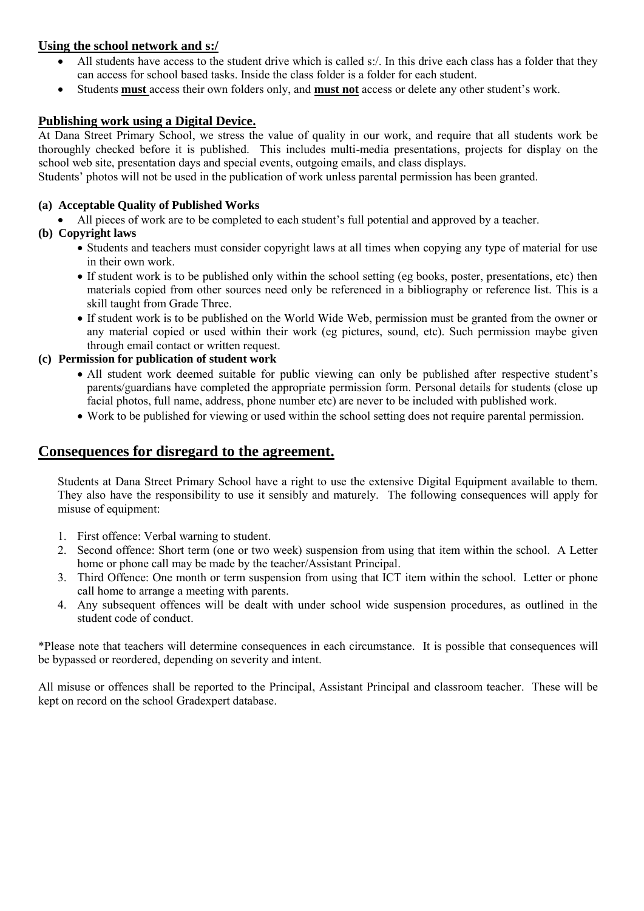### Using the school network and s:/

- All students have access to the student drive which is called s:/. In this drive each class has a folder that they can access for school based tasks. Inside the class folder is a folder for each student.
- Students **must** access their own folders only, and **must not** access or delete any other student's work.

### Publishing work using a Digital Device.

At Dana Street Primary School, we stress the value of quality in our work, and require that all students work be thoroughly checked before it is published. This includes multi-media presentations, projects for display on the school web site, presentation days and special events, outgoing emails, and class displays.

Students' photos will not be used in the publication of work unless parental permission has been granted.

**(a) Acceptable Quality of Published Works**

- All pieces of work are to be completed to each student's full potential and approved by a teacher.

**(b) Copyright laws**

- Students and teachers must consider copyright laws at all times when copying any type of material for use in their own work.
- If student work is to be published only within the school setting (eg books, poster, presentations, etc) then materials copied from other sources need only be referenced in a bibliography or reference list. This is a skill taught from Grade Three.
- If student work is to be published on the World Wide Web, permission must be granted from the owner or any material copied or used within their work (eg pictures, sound, etc). Such permission maybe given through email contact or written request.

**(c) Permission for publication of student work**

- All student work deemed suitable for public viewing can only be published after respective student's parents/guardians have completed the appropriate permission form. Personal details for students (close up facial photos, full name, address, phone number etc) are never to be included with published work.
- Work to be published for viewing or used within the school setting does not require parental permission.

## Consequences for disregard to the agreement.

Students at Dana Street Primary School have a right to use the extensive Digital Equipment available to them. They also have the responsibility to use it sensibly and maturely. The following consequences will apply for misuse of equipment:

1. First offence: Verbal warning to student.
2. Second offence: Short term (one or two week) suspension from using that item within the school. A Letter home or phone call may be made by the teacher/Assistant Principal.
3. Third Offence: One month or term suspension from using that ICT item within the school. Letter or phone call home to arrange a meeting with parents.
4. Any subsequent offences will be dealt with under school wide suspension procedures, as outlined in the student code of conduct.

*Please note that teachers will determine consequences in each circumstance. It is possible that consequences will be bypassed or reordered, depending on severity and intent.

All misuse or offences shall be reported to the Principal, Assistant Principal and classroom teacher. These will be kept on record on the school Gradexpert database.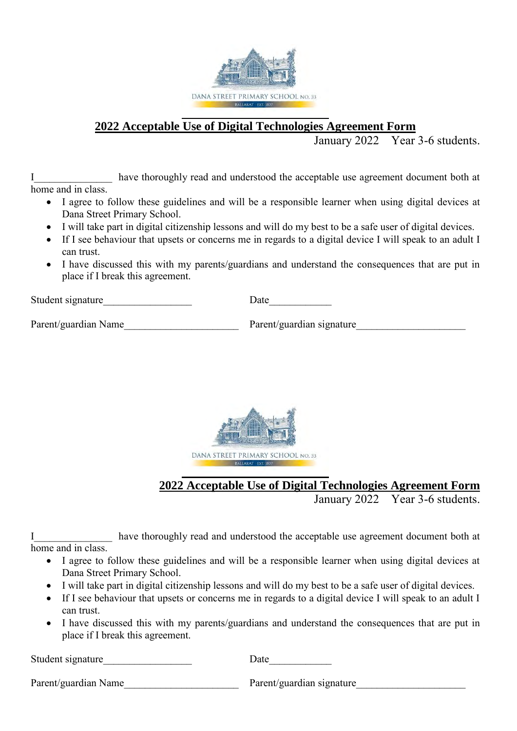DANA STREET PRIMARY SCHOOL NO. 33
BALLARAT EST. 1857

## 2022 Acceptable Use of Digital Technologies Agreement Form

January 2022 Year 3-6 students.

I_______________ have thoroughly read and understood the acceptable use agreement document both at home and in class.

- I agree to follow these guidelines and will be a responsible learner when using digital devices at Dana Street Primary School.
- I will take part in digital citizenship lessons and will do my best to be a safe user of digital devices.
- If I see behaviour that upsets or concerns me in regards to a digital device I will speak to an adult I can trust.
- I have discussed this with my parents/guardians and understand the consequences that are put in place if I break this agreement.

Student signature_________________ Date____________

Parent/guardian Name______________________ Parent/guardian signature_____________________

DANA STREET PRIMARY SCHOOL NO. 33
BALLARAT EST. 1857

## 2022 Acceptable Use of Digital Technologies Agreement Form

January 2022 Year 3-6 students.

I_______________ have thoroughly read and understood the acceptable use agreement document both at home and in class.

- I agree to follow these guidelines and will be a responsible learner when using digital devices at Dana Street Primary School.
- I will take part in digital citizenship lessons and will do my best to be a safe user of digital devices.
- If I see behaviour that upsets or concerns me in regards to a digital device I will speak to an adult I can trust.
- I have discussed this with my parents/guardians and understand the consequences that are put in place if I break this agreement.

Student signature_________________ Date____________

Parent/guardian Name______________________ Parent/guardian signature_____________________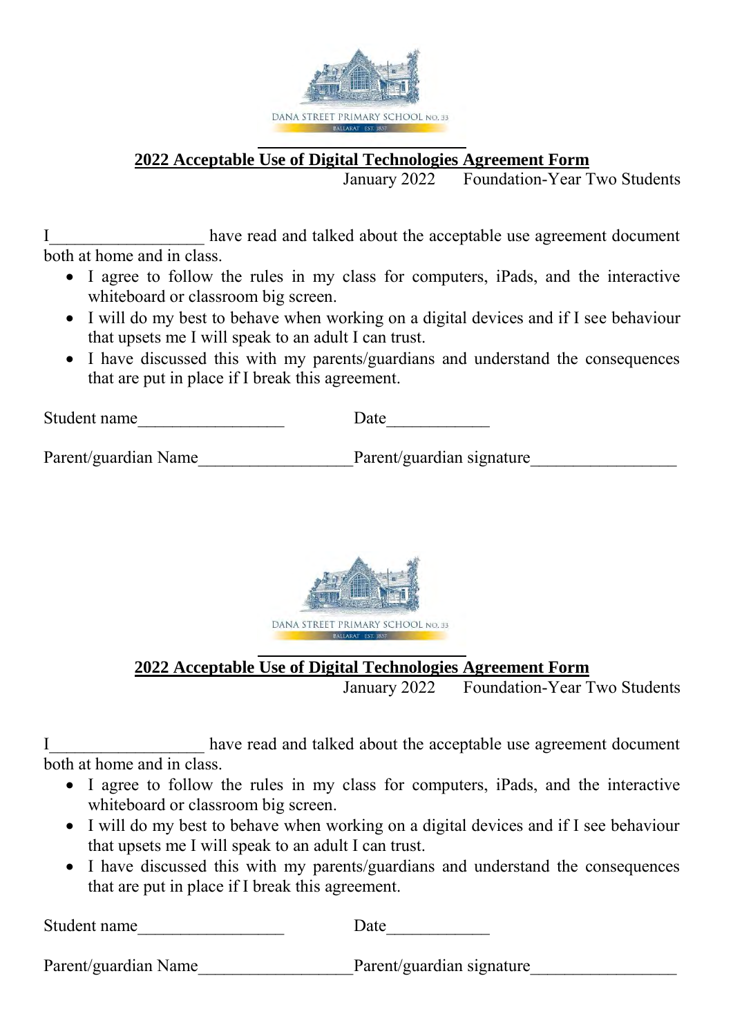DANA STREET PRIMARY SCHOOL NO. 33
BALLARAT EST. 1857

## 2022 Acceptable Use of Digital Technologies Agreement Form

January 2022 Foundation-Year Two Students

I__________________ have read and talked about the acceptable use agreement document both at home and in class.

- I agree to follow the rules in my class for computers, iPads, and the interactive whiteboard or classroom big screen.
- I will do my best to behave when working on a digital devices and if I see behaviour that upsets me I will speak to an adult I can trust.
- I have discussed this with my parents/guardians and understand the consequences that are put in place if I break this agreement.

Student name_________________ Date____________

Parent/guardian Name__________________ Parent/guardian signature_________________

DANA STREET PRIMARY SCHOOL NO. 33
BALLARAT EST. 1857

## 2022 Acceptable Use of Digital Technologies Agreement Form

January 2022 Foundation-Year Two Students

I__________________ have read and talked about the acceptable use agreement document both at home and in class.

- I agree to follow the rules in my class for computers, iPads, and the interactive whiteboard or classroom big screen.
- I will do my best to behave when working on a digital devices and if I see behaviour that upsets me I will speak to an adult I can trust.
- I have discussed this with my parents/guardians and understand the consequences that are put in place if I break this agreement.

Student name_________________ Date____________

Parent/guardian Name__________________ Parent/guardian signature_________________